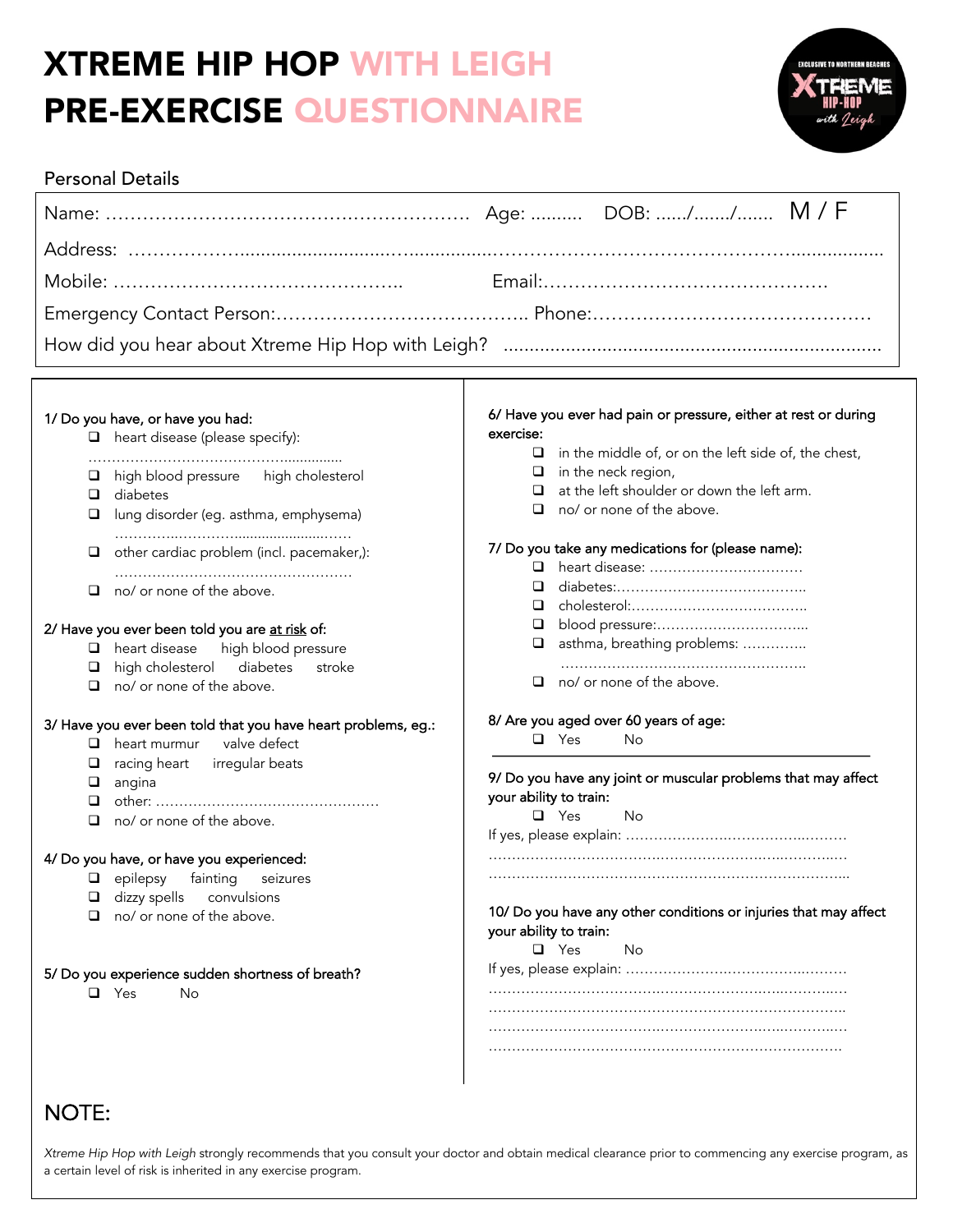# XTREME HIP HOP WITH LEIGH
# PRE-EXERCISE QUESTIONNAIRE

## Personal Details

Name: ……………………………………………………… Age: .......... DOB: ....../......./....... M / F

Address: ……………………………………………………………………………………………………………

Mobile: ……………………………………….. Email:……………………………………….

Emergency Contact Person:………………………………….. Phone:………………………………………

How did you hear about Xtreme Hip Hop with Leigh? .......................................................................

---

**1/ Do you have, or have you had:**

- ❑ heart disease (please specify): ………………………………………...............
- ❑ high blood pressure high cholesterol
- ❑ diabetes
- ❑ lung disorder (eg. asthma, emphysema) ………………………………………………..
- ❑ other cardiac problem (incl. pacemaker,): ……………………………………………
- ❑ no/ or none of the above.

**2/ Have you ever been told you are <u>at risk</u> of:**

- ❑ heart disease high blood pressure
- ❑ high cholesterol diabetes stroke
- ❑ no/ or none of the above.

**3/ Have you ever been told that you have heart problems, eg.:**

- ❑ heart murmur valve defect
- ❑ racing heart irregular beats
- ❑ angina
- ❑ other: ……………………………………………
- ❑ no/ or none of the above.

**4/ Do you have, or have you experienced:**

- ❑ epilepsy fainting seizures
- ❑ dizzy spells convulsions
- ❑ no/ or none of the above.

**5/ Do you experience sudden shortness of breath?**

- ❑ Yes No

**6/ Have you ever had pain or pressure, either at rest or during exercise:**

- ❑ in the middle of, or on the left side of, the chest,
- ❑ in the neck region,
- ❑ at the left shoulder or down the left arm.
- ❑ no/ or none of the above.

**7/ Do you take any medications for (please name):**

- ❑ heart disease: ……………………………
- ❑ diabetes:…………………………………..
- ❑ cholesterol:……………………………….
- ❑ blood pressure:…………………………...
- ❑ asthma, breathing problems: …………. ……………………………………………..
- ❑ no/ or none of the above.

**8/ Are you aged over 60 years of age:**

- ❑ Yes No

**9/ Do you have any joint or muscular problems that may affect your ability to train:**

- ❑ Yes No

If yes, please explain: ……………………………………………
……………………………………………………………………………
……………………………………………………………………………

**10/ Do you have any other conditions or injuries that may affect your ability to train:**

- ❑ Yes No

If yes, please explain: ……………………………………………
……………………………………………………………………………
……………………………………………………………………………
……………………………………………………………………………
……………………………………………………………………………

## NOTE:

*Xtreme Hip Hop with Leigh* strongly recommends that you consult your doctor and obtain medical clearance prior to commencing any exercise program, as a certain level of risk is inherited in any exercise program.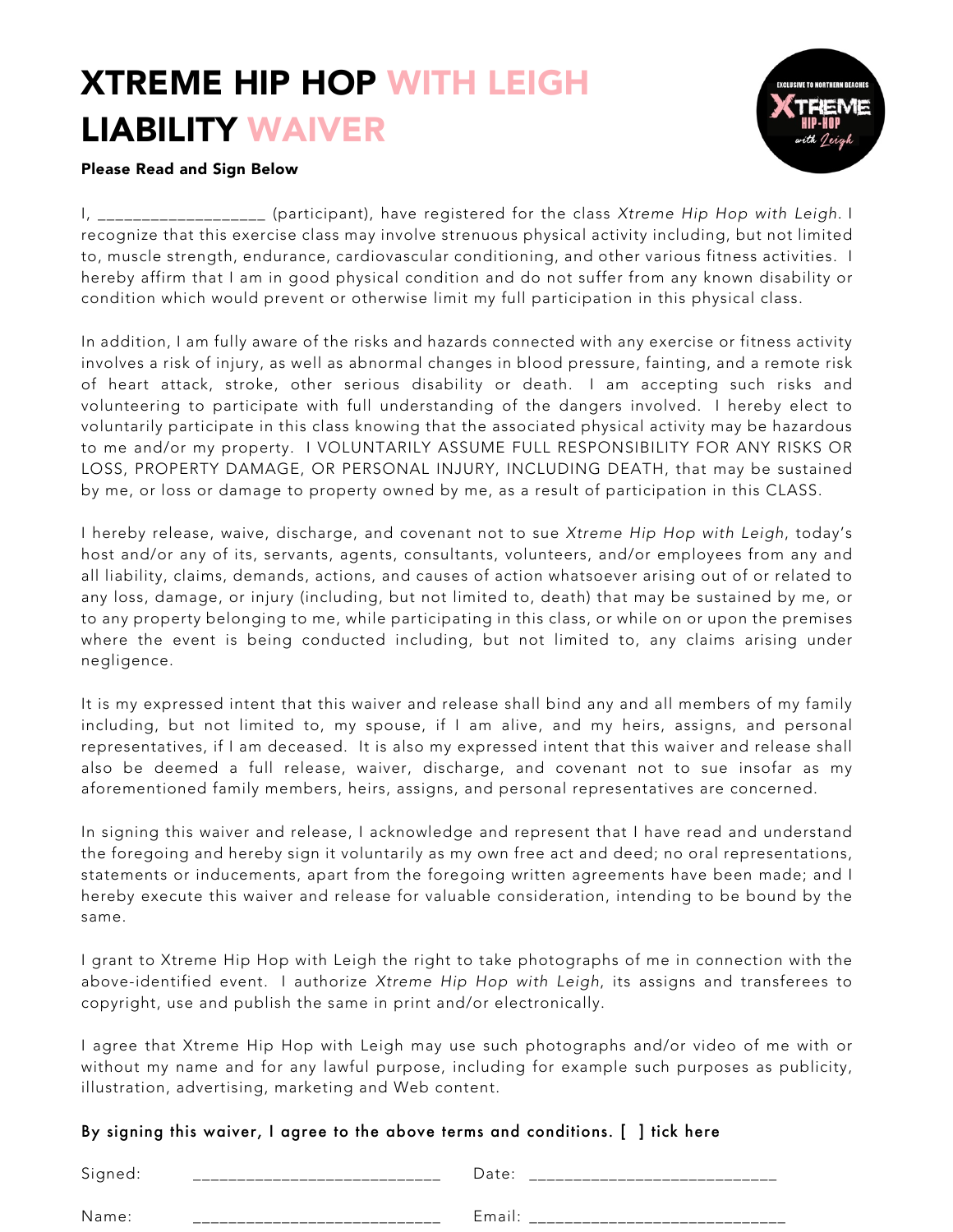# XTREME HIP HOP WITH LEIGH LIABILITY WAIVER

**Please Read and Sign Below**

I, ___________________ (participant), have registered for the class *Xtreme Hip Hop with Leigh*. I recognize that this exercise class may involve strenuous physical activity including, but not limited to, muscle strength, endurance, cardiovascular conditioning, and other various fitness activities. I hereby affirm that I am in good physical condition and do not suffer from any known disability or condition which would prevent or otherwise limit my full participation in this physical class.

In addition, I am fully aware of the risks and hazards connected with any exercise or fitness activity involves a risk of injury, as well as abnormal changes in blood pressure, fainting, and a remote risk of heart attack, stroke, other serious disability or death. I am accepting such risks and volunteering to participate with full understanding of the dangers involved. I hereby elect to voluntarily participate in this class knowing that the associated physical activity may be hazardous to me and/or my property. I VOLUNTARILY ASSUME FULL RESPONSIBILITY FOR ANY RISKS OR LOSS, PROPERTY DAMAGE, OR PERSONAL INJURY, INCLUDING DEATH, that may be sustained by me, or loss or damage to property owned by me, as a result of participation in this CLASS.

I hereby release, waive, discharge, and covenant not to sue *Xtreme Hip Hop with Leigh*, today's host and/or any of its, servants, agents, consultants, volunteers, and/or employees from any and all liability, claims, demands, actions, and causes of action whatsoever arising out of or related to any loss, damage, or injury (including, but not limited to, death) that may be sustained by me, or to any property belonging to me, while participating in this class, or while on or upon the premises where the event is being conducted including, but not limited to, any claims arising under negligence.

It is my expressed intent that this waiver and release shall bind any and all members of my family including, but not limited to, my spouse, if I am alive, and my heirs, assigns, and personal representatives, if I am deceased. It is also my expressed intent that this waiver and release shall also be deemed a full release, waiver, discharge, and covenant not to sue insofar as my aforementioned family members, heirs, assigns, and personal representatives are concerned.

In signing this waiver and release, I acknowledge and represent that I have read and understand the foregoing and hereby sign it voluntarily as my own free act and deed; no oral representations, statements or inducements, apart from the foregoing written agreements have been made; and I hereby execute this waiver and release for valuable consideration, intending to be bound by the same.

I grant to Xtreme Hip Hop with Leigh the right to take photographs of me in connection with the above-identified event. I authorize *Xtreme Hip Hop with Leigh*, its assigns and transferees to copyright, use and publish the same in print and/or electronically.

I agree that Xtreme Hip Hop with Leigh may use such photographs and/or video of me with or without my name and for any lawful purpose, including for example such purposes as publicity, illustration, advertising, marketing and Web content.

**By signing this waiver, I agree to the above terms and conditions. [ ] tick here**

Signed: ____________________________ Date: ____________________________

Name: ____________________________ Email: ____________________________